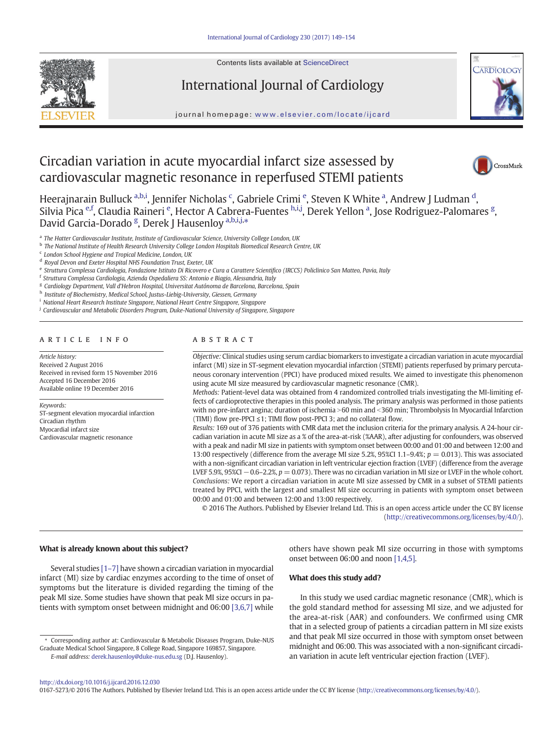# Circadian variation in acute myocardial infarct size assessed by cardiovascular magnetic resonance in reperfused STEMI patients

Heerajnarain Bulluck [a,b,i], Jennifer Nicholas [c], Gabriele Crimi [e], Steven K White [a], Andrew J Ludman [d], Silvia Pica [e,f], Claudia Raineri [e], Hector A Cabrera-Fuentes [h,i,j], Derek Yellon [a], Jose Rodriguez-Palomares [g], David Garcia-Dorado [g], Derek J Hausenloy [a,b,i,j,*]

[a] The Hatter Cardiovascular Institute, Institute of Cardiovascular Science, University College London, UK
[b] The National Institute of Health Research University College London Hospitals Biomedical Research Centre, UK
[c] London School Hygiene and Tropical Medicine, London, UK
[d] Royal Devon and Exeter Hospital NHS Foundation Trust, Exeter, UK
[e] Struttura Complessa Cardiologia, Fondazione Istituto Di Ricovero e Cura a Carattere Scientifico (IRCCS) Policlinico San Matteo, Pavia, Italy
[f] Struttura Complessa Cardiologia, Azienda Ospedaliera SS: Antonio e Biagio, Alessandria, Italy
[g] Cardiology Department, Vall d'Hebron Hospital, Universitat Autónoma de Barcelona, Barcelona, Spain
[h] Institute of Biochemistry, Medical School, Justus-Liebig-University, Giessen, Germany
[i] National Heart Research Institute Singapore, National Heart Centre Singapore, Singapore
[j] Cardiovascular and Metabolic Disorders Program, Duke-National University of Singapore, Singapore

## ARTICLE INFO

*Article history:*
Received 2 August 2016
Received in revised form 15 November 2016
Accepted 16 December 2016
Available online 19 December 2016

*Keywords:*
ST-segment elevation myocardial infarction
Circadian rhythm
Myocardial infarct size
Cardiovascular magnetic resonance

## ABSTRACT

*Objective:* Clinical studies using serum cardiac biomarkers to investigate a circadian variation in acute myocardial infarct (MI) size in ST-segment elevation myocardial infarction (STEMI) patients reperfused by primary percutaneous coronary intervention (PPCI) have produced mixed results. We aimed to investigate this phenomenon using acute MI size measured by cardiovascular magnetic resonance (CMR).

*Methods:* Patient-level data was obtained from 4 randomized controlled trials investigating the MI-limiting effects of cardioprotective therapies in this pooled analysis. The primary analysis was performed in those patients with no pre-infarct angina; duration of ischemia >60 min and <360 min; Thrombolysis In Myocardial Infarction (TIMI) flow pre-PPCI ≤1; TIMI flow post-PPCI 3; and no collateral flow.

*Results:* 169 out of 376 patients with CMR data met the inclusion criteria for the primary analysis. A 24-hour circadian variation in acute MI size as a % of the area-at-risk (%AAR), after adjusting for confounders, was observed with a peak and nadir MI size in patients with symptom onset between 00:00 and 01:00 and between 12:00 and 13:00 respectively (difference from the average MI size 5.2%, 95%CI 1.1–9.4%; $p = 0.013$). This was associated with a non-significant circadian variation in left ventricular ejection fraction (LVEF) (difference from the average LVEF 5.9%, 95%CI −0.6–2.2%, $p = 0.073$). There was no circadian variation in MI size or LVEF in the whole cohort.

*Conclusions:* We report a circadian variation in acute MI size assessed by CMR in a subset of STEMI patients treated by PPCI, with the largest and smallest MI size occurring in patients with symptom onset between 00:00 and 01:00 and between 12:00 and 13:00 respectively.

© 2016 The Authors. Published by Elsevier Ireland Ltd. This is an open access article under the CC BY license (http://creativecommons.org/licenses/by/4.0/).

### What is already known about this subject?

Several studies [1–7] have shown a circadian variation in myocardial infarct (MI) size by cardiac enzymes according to the time of onset of symptoms but the literature is divided regarding the timing of the peak MI size. Some studies have shown that peak MI size occurs in patients with symptom onset between midnight and 06:00 [3,6,7] while others have shown peak MI size occurring in those with symptoms onset between 06:00 and noon [1,4,5].

### What does this study add?

In this study we used cardiac magnetic resonance (CMR), which is the gold standard method for assessing MI size, and we adjusted for the area-at-risk (AAR) and confounders. We confirmed using CMR that in a selected group of patients a circadian pattern in MI size exists and that peak MI size occurred in those with symptom onset between midnight and 06:00. This was associated with a non-significant circadian variation in acute left ventricular ejection fraction (LVEF).

\* Corresponding author at: Cardiovascular & Metabolic Diseases Program, Duke-NUS Graduate Medical School Singapore, 8 College Road, Singapore 169857, Singapore.
*E-mail address:* derek.hausenloy@duke-nus.edu.sg (D.J. Hausenloy).

http://dx.doi.org/10.1016/j.ijcard.2016.12.030
0167-5273/© 2016 The Authors. Published by Elsevier Ireland Ltd. This is an open access article under the CC BY license (http://creativecommons.org/licenses/by/4.0/).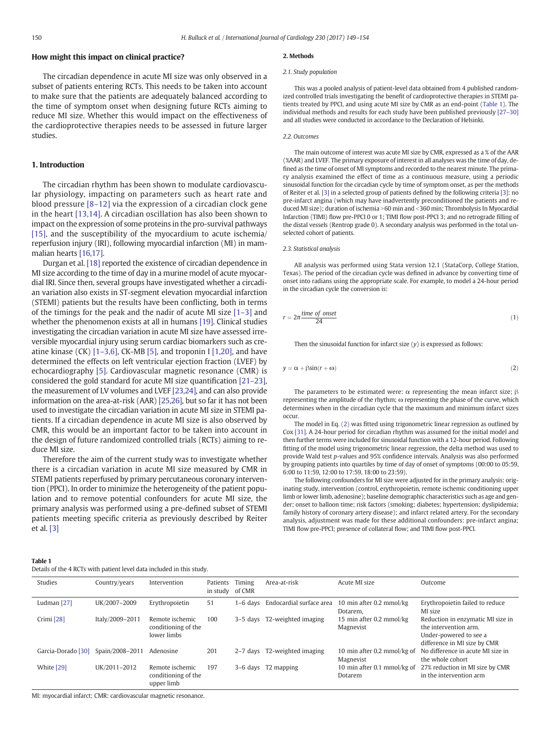### How might this impact on clinical practice?

The circadian dependence in acute MI size was only observed in a subset of patients entering RCTs. This needs to be taken into account to make sure that the patients are adequately balanced according to the time of symptom onset when designing future RCTs aiming to reduce MI size. Whether this would impact on the effectiveness of the cardioprotective therapies needs to be assessed in future larger studies.

## 1. Introduction

The circadian rhythm has been shown to modulate cardiovascular physiology, impacting on parameters such as heart rate and blood pressure [8–12] via the expression of a circadian clock gene in the heart [13,14]. A circadian oscillation has also been shown to impact on the expression of some proteins in the pro-survival pathways [15], and the susceptibility of the myocardium to acute ischemia/reperfusion injury (IRI), following myocardial infarction (MI) in mammalian hearts [16,17].

Durgan et al. [18] reported the existence of circadian dependence in MI size according to the time of day in a murine model of acute myocardial IRI. Since then, several groups have investigated whether a circadian variation also exists in ST-segment elevation myocardial infarction (STEMI) patients but the results have been conflicting, both in terms of the timings for the peak and the nadir of acute MI size [1–3] and whether the phenomenon exists at all in humans [19]. Clinical studies investigating the circadian variation in acute MI size have assessed irreversible myocardial injury using serum cardiac biomarkers such as creatine kinase (CK) [1–3,6], CK-MB [5], and troponin I [1,20], and have determined the effects on left ventricular ejection fraction (LVEF) by echocardiography [5]. Cardiovascular magnetic resonance (CMR) is considered the gold standard for acute MI size quantification [21–23], the measurement of LV volumes and LVEF [23,24], and can also provide information on the area-at-risk (AAR) [25,26], but so far it has not been used to investigate the circadian variation in acute MI size in STEMI patients. If a circadian dependence in acute MI size is also observed by CMR, this would be an important factor to be taken into account in the design of future randomized controlled trials (RCTs) aiming to reduce MI size.

Therefore the aim of the current study was to investigate whether there is a circadian variation in acute MI size measured by CMR in STEMI patients reperfused by primary percutaneous coronary intervention (PPCI). In order to minimize the heterogeneity of the patient population and to remove potential confounders for acute MI size, the primary analysis was performed using a pre-defined subset of STEMI patients meeting specific criteria as previously described by Reiter et al. [3]

## 2. Methods

### 2.1. Study population

This was a pooled analysis of patient-level data obtained from 4 published randomized controlled trials investigating the benefit of cardioprotective therapies in STEMI patients treated by PPCI, and using acute MI size by CMR as an end-point (Table 1). The individual methods and results for each study have been published previously [27–30] and all studies were conducted in accordance to the Declaration of Helsinki.

### 2.2. Outcomes

The main outcome of interest was acute MI size by CMR, expressed as a % of the AAR (%AAR) and LVEF. The primary exposure of interest in all analyses was the time of day, defined as the time of onset of MI symptoms and recorded to the nearest minute. The primary analysis examined the effect of time as a continuous measure, using a periodic sinusoidal function for the circadian cycle by time of symptom onset, as per the methods of Reiter et al. [3] in a selected group of patients defined by the following criteria [3]: no pre-infarct angina (which may have inadvertently preconditioned the patients and reduced MI size); duration of ischemia >60 min and <360 min; Thrombolysis In Myocardial Infarction (TIMI) flow pre-PPCI 0 or 1; TIMI flow post-PPCI 3; and no retrograde filling of the distal vessels (Rentrop grade 0). A secondary analysis was performed in the total unselected cohort of patients.

### 2.3. Statistical analysis

All analysis was performed using Stata version 12.1 (StataCorp, College Station, Texas). The period of the circadian cycle was defined in advance by converting time of onset into radians using the appropriate scale. For example, to model a 24-hour period in the circadian cycle the conversion is:

$$r = 2\pi \frac{\text{time of onset}}{24} \tag{1}$$

Then the sinusoidal function for infarct size ($y$) is expressed as follows:

$$y = \alpha + \beta \sin(r + \omega) \tag{2}$$

The parameters to be estimated were: $\alpha$ representing the mean infarct size; $\beta$ representing the amplitude of the rhythm; $\omega$ representing the phase of the curve, which determines when in the circadian cycle that the maximum and minimum infarct sizes occur.

The model in Eq. (2) was fitted using trigonometric linear regression as outlined by Cox [31]. A 24-hour period for circadian rhythm was assumed for the initial model and then further terms were included for sinusoidal function with a 12-hour period. Following fitting of the model using trigonometric linear regression, the delta method was used to provide Wald test $p$-values and 95% confidence intervals. Analysis was also performed by grouping patients into quartiles by time of day of onset of symptoms (00:00 to 05:59, 6:00 to 11:59, 12:00 to 17:59, 18:00 to 23:59).

The following confounders for MI size were adjusted for in the primary analysis: originating study, intervention (control, erythropoietin, remote ischemic conditioning upper limb or lower limb, adenosine); baseline demographic characteristics such as age and gender; onset to balloon time; risk factors (smoking; diabetes; hypertension; dyslipidemia; family history of coronary artery disease); and infarct related artery. For the secondary analysis, adjustment was made for these additional confounders: pre-infarct angina; TIMI flow pre-PPCI; presence of collateral flow; and TIMI flow post-PPCI.

**Table 1**
Details of the 4 RCTs with patient level data included in this study.

| Studies | Country/years | Intervention | Patients in study | Timing of CMR | Area-at-risk | Acute MI size | Outcome |
|---|---|---|---|---|---|---|---|
| Ludman [27] | UK/2007–2009 | Erythropoietin | 51 | 1–6 days | Endocardial surface area | 10 min after 0.2 mmol/kg Dotarem, | Erythropoietin failed to reduce MI size |
| Crimi [28] | Italy/2009–2011 | Remote ischemic conditioning of the lower limbs | 100 | 3–5 days | T2-weighted imaging | 15 min after 0.2 mmol/kg Magnevist | Reduction in enzymatic MI size in the intervention arm. Under-powered to see a difference in MI size by CMR |
| Garcia-Dorado [30] | Spain/2008–2011 | Adenosine | 201 | 2–7 days | T2-weighted imaging | 10 min after 0.2 mmol/kg of Magnevist | No difference in acute MI size in the whole cohort |
| White [29] | UK/2011–2012 | Remote ischemic conditioning of the upper limb | 197 | 3–6 days | T2 mapping | 10 min after 0.1 mmol/kg of Dotarem | 27% reduction in MI size by CMR in the intervention arm |

MI: myocardial infarct; CMR: cardiovascular magnetic resonance.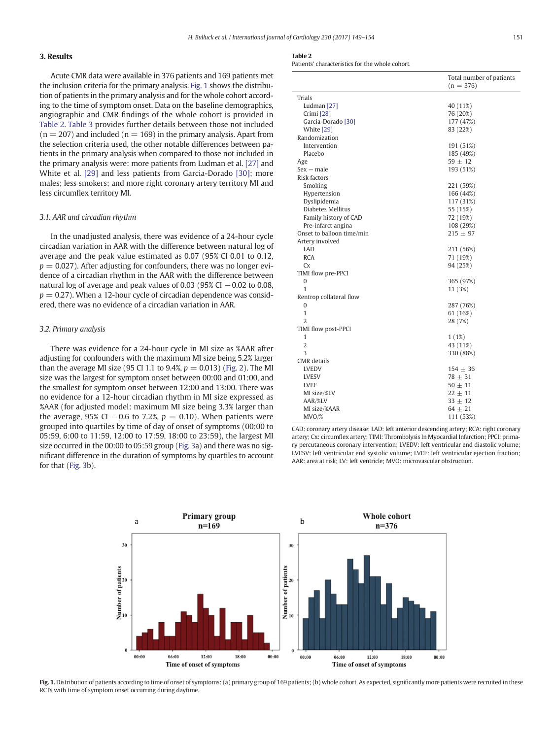## 3. Results

Acute CMR data were available in 376 patients and 169 patients met the inclusion criteria for the primary analysis. Fig. 1 shows the distribution of patients in the primary analysis and for the whole cohort according to the time of symptom onset. Data on the baseline demographics, angiographic and CMR findings of the whole cohort is provided in Table 2. Table 3 provides further details between those not included (n = 207) and included (n = 169) in the primary analysis. Apart from the selection criteria used, the other notable differences between patients in the primary analysis when compared to those not included in the primary analysis were: more patients from Ludman et al. [27] and White et al. [29] and less patients from Garcia-Dorado [30]; more males; less smokers; and more right coronary artery territory MI and less circumflex territory MI.

### 3.1. AAR and circadian rhythm

In the unadjusted analysis, there was evidence of a 24-hour cycle circadian variation in AAR with the difference between natural log of average and the peak value estimated as 0.07 (95% CI 0.01 to 0.12, $p = 0.027$). After adjusting for confounders, there was no longer evidence of a circadian rhythm in the AAR with the difference between natural log of average and peak values of 0.03 (95% CI −0.02 to 0.08, $p = 0.27$). When a 12-hour cycle of circadian dependence was considered, there was no evidence of a circadian variation in AAR.

### 3.2. Primary analysis

There was evidence for a 24-hour cycle in MI size as %AAR after adjusting for confounders with the maximum MI size being 5.2% larger than the average MI size (95 CI 1.1 to 9.4%, $p = 0.013$) (Fig. 2). The MI size was the largest for symptom onset between 00:00 and 01:00, and the smallest for symptom onset between 12:00 and 13:00. There was no evidence for a 12-hour circadian rhythm in MI size expressed as %AAR (for adjusted model: maximum MI size being 3.3% larger than the average, 95% CI −0.6 to 7.2%, $p = 0.10$). When patients were grouped into quartiles by time of day of onset of symptoms (00:00 to 05:59, 6:00 to 11:59, 12:00 to 17:59, 18:00 to 23:59), the largest MI size occurred in the 00:00 to 05:59 group (Fig. 3a) and there was no significant difference in the duration of symptoms by quartiles to account for that (Fig. 3b).

**Table 2**
Patients' characteristics for the whole cohort.

| | Total number of patients (n = 376) |
|---|---|
| Trials | |
| Ludman [27] | 40 (11%) |
| Crimi [28] | 76 (20%) |
| Garcia-Dorado [30] | 177 (47%) |
| White [29] | 83 (22%) |
| Randomization | |
| Intervention | 191 (51%) |
| Placebo | 185 (49%) |
| Age | 59 ± 12 |
| Sex − male | 193 (51%) |
| Risk factors | |
| Smoking | 221 (59%) |
| Hypertension | 166 (44%) |
| Dyslipidemia | 117 (31%) |
| Diabetes Mellitus | 55 (15%) |
| Family history of CAD | 72 (19%) |
| Pre-infarct angina | 108 (29%) |
| Onset to balloon time/min | 215 ± 97 |
| Artery involved | |
| LAD | 211 (56%) |
| RCA | 71 (19%) |
| Cx | 94 (25%) |
| TIMI flow pre-PPCI | |
| 0 | 365 (97%) |
| 1 | 11 (3%) |
| Rentrop collateral flow | |
| 0 | 287 (76%) |
| 1 | 61 (16%) |
| 2 | 28 (7%) |
| TIMI flow post-PPCI | |
| 1 | 1 (1%) |
| 2 | 43 (11%) |
| 3 | 330 (88%) |
| CMR details | |
| LVEDV | 154 ± 36 |
| LVESV | 78 ± 31 |
| LVEF | 50 ± 11 |
| MI size/%LV | 22 ± 11 |
| AAR/%LV | 33 ± 12 |
| MI size/%AAR | 64 ± 21 |
| MVO/% | 111 (53%) |

CAD: coronary artery disease; LAD: left anterior descending artery; RCA: right coronary artery; Cx: circumflex artery; TIMI: Thrombolysis In Myocardial Infarction; PPCI: primary percutaneous coronary intervention; LVEDV: left ventricular end diastolic volume; LVESV: left ventricular end systolic volume; LVEF: left ventricular ejection fraction; AAR: area at risk; LV: left ventricle; MVO: microvascular obstruction.

**Fig. 1.** Distribution of patients according to time of onset of symptoms: (a) primary group of 169 patients; (b) whole cohort. As expected, significantly more patients were recruited in these RCTs with time of symptom onset occurring during daytime.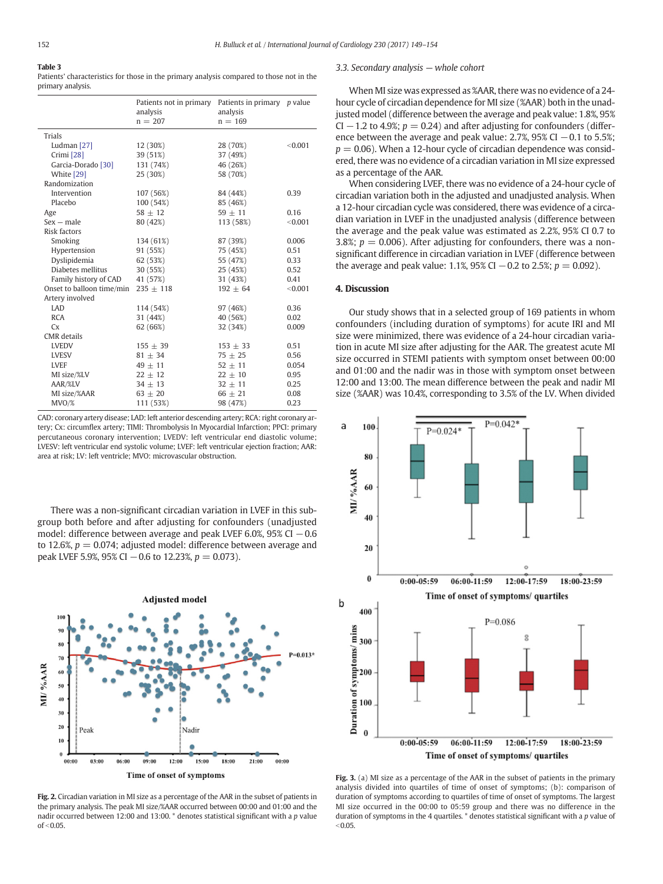**Table 3**
Patients' characteristics for those in the primary analysis compared to those not in the primary analysis.

| | Patients not in primary analysis n = 207 | Patients in primary analysis n = 169 | p value |
|---|---|---|---|
| Trials | | | |
| Ludman [27] | 12 (30%) | 28 (70%) | <0.001 |
| Crimi [28] | 39 (51%) | 37 (49%) | |
| Garcia-Dorado [30] | 131 (74%) | 46 (26%) | |
| White [29] | 25 (30%) | 58 (70%) | |
| Randomization | | | |
| Intervention | 107 (56%) | 84 (44%) | 0.39 |
| Placebo | 100 (54%) | 85 (46%) | |
| Age | 58 ± 12 | 59 ± 11 | 0.16 |
| Sex − male | 80 (42%) | 113 (58%) | <0.001 |
| Risk factors | | | |
| Smoking | 134 (61%) | 87 (39%) | 0.006 |
| Hypertension | 91 (55%) | 75 (45%) | 0.51 |
| Dyslipidemia | 62 (53%) | 55 (47%) | 0.33 |
| Diabetes mellitus | 30 (55%) | 25 (45%) | 0.52 |
| Family history of CAD | 41 (57%) | 31 (43%) | 0.41 |
| Onset to balloon time/min | 235 ± 118 | 192 ± 64 | <0.001 |
| Artery involved | | | |
| LAD | 114 (54%) | 97 (46%) | 0.36 |
| RCA | 31 (44%) | 40 (56%) | 0.02 |
| Cx | 62 (66%) | 32 (34%) | 0.009 |
| CMR details | | | |
| LVEDV | 155 ± 39 | 153 ± 33 | 0.51 |
| LVESV | 81 ± 34 | 75 ± 25 | 0.56 |
| LVEF | 49 ± 8 | 52 ± 11 | 0.054 |
| MI size/%LV | 22 ± 12 | 22 ± 10 | 0.95 |
| AAR/%LV | 34 ± 13 | 32 ± 11 | 0.25 |
| MI size/%AAR | 63 ± 20 | 66 ± 21 | 0.08 |
| MVO/% | 111 (53%) | 98 (47%) | 0.23 |

CAD: coronary artery disease; LAD: left anterior descending artery; RCA: right coronary artery; Cx: circumflex artery; TIMI: Thrombolysis In Myocardial Infarction; PPCI: primary percutaneous coronary intervention; LVEDV: left ventricular end diastolic volume; LVESV: left ventricular end systolic volume; LVEF: left ventricular ejection fraction; AAR: area at risk; LV: left ventricle; MVO: microvascular obstruction.

There was a non-significant circadian variation in LVEF in this subgroup both before and after adjusting for confounders (unadjusted model: difference between average and peak LVEF 6.0%, 95% CI −0.6 to 12.6%, $p = 0.074$; adjusted model: difference between average and peak LVEF 5.9%, 95% CI −0.6 to 12.23%, $p = 0.073$).

**Fig. 2.** Circadian variation in MI size as a percentage of the AAR in the subset of patients in the primary analysis. The peak MI size/%AAR occurred between 00:00 and 01:00 and the nadir occurred between 12:00 and 13:00. * denotes statistical significant with a p value of <0.05.

### 3.3. Secondary analysis — whole cohort

When MI size was expressed as %AAR, there was no evidence of a 24-hour cycle of circadian dependence for MI size (%AAR) both in the unadjusted model (difference between the average and peak value: 1.8%, 95% CI −1.2 to 4.9%; $p = 0.24$) and after adjusting for confounders (difference between the average and peak value: 2.7%, 95% CI −0.1 to 5.5%; $p = 0.06$). When a 12-hour cycle of circadian dependence was considered, there was no evidence of a circadian variation in MI size expressed as a percentage of the AAR.

When considering LVEF, there was no evidence of a 24-hour cycle of circadian variation both in the adjusted and unadjusted analysis. When a 12-hour circadian cycle was considered, there was evidence of a circadian variation in LVEF in the unadjusted analysis (difference between the average and the peak value was estimated as 2.2%, 95% CI 0.7 to 3.8%; $p = 0.006$). After adjusting for confounders, there was a non-significant difference in circadian variation in LVEF (difference between the average and peak value: 1.1%, 95% CI −0.2 to 2.5%; $p = 0.092$).

## 4. Discussion

Our study shows that in a selected group of 169 patients in whom confounders (including duration of symptoms) for acute IRI and MI size were minimized, there was evidence of a 24-hour circadian variation in acute MI size after adjusting for the AAR. The greatest acute MI size occurred in STEMI patients with symptom onset between 00:00 and 01:00 and the nadir was in those with symptom onset between 12:00 and 13:00. The mean difference between the peak and nadir MI size (%AAR) was 10.4%, corresponding to 3.5% of the LV. When divided

**Fig. 3.** (a) MI size as a percentage of the AAR in the subset of patients in the primary analysis divided into quartiles of time of onset of symptoms; (b): comparison of duration of symptoms according to quartiles of time of onset of symptoms. The largest MI size occurred in the 00:00 to 05:59 group and there was no difference in the duration of symptoms in the 4 quartiles. * denotes statistical significant with a p value of <0.05.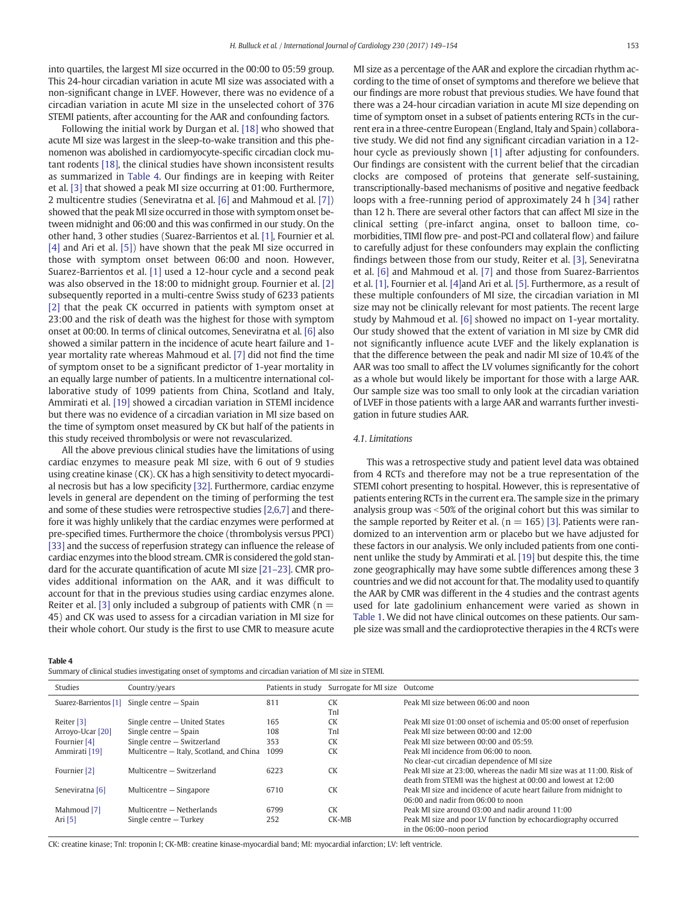into quartiles, the largest MI size occurred in the 00:00 to 05:59 group. This 24-hour circadian variation in acute MI size was associated with a non-significant change in LVEF. However, there was no evidence of a circadian variation in acute MI size in the unselected cohort of 376 STEMI patients, after accounting for the AAR and confounding factors.

Following the initial work by Durgan et al. [18] who showed that acute MI size was largest in the sleep-to-wake transition and this phenomenon was abolished in cardiomyocyte-specific circadian clock mutant rodents [18], the clinical studies have shown inconsistent results as summarized in Table 4. Our findings are in keeping with Reiter et al. [3] that showed a peak MI size occurring at 01:00. Furthermore, 2 multicentre studies (Seneviratna et al. [6] and Mahmoud et al. [7]) showed that the peak MI size occurred in those with symptom onset between midnight and 06:00 and this was confirmed in our study. On the other hand, 3 other studies (Suarez-Barrientos et al. [1], Fournier et al. [4] and Ari et al. [5]) have shown that the peak MI size occurred in those with symptom onset between 06:00 and noon. However, Suarez-Barrientos et al. [1] used a 12-hour cycle and a second peak was also observed in the 18:00 to midnight group. Fournier et al. [2] subsequently reported in a multi-centre Swiss study of 6233 patients [2] that the peak CK occurred in patients with symptom onset at 23:00 and the risk of death was the highest for those with symptom onset at 00:00. In terms of clinical outcomes, Seneviratna et al. [6] also showed a similar pattern in the incidence of acute heart failure and 1-year mortality rate whereas Mahmoud et al. [7] did not find the time of symptom onset to be a significant predictor of 1-year mortality in an equally large number of patients. In a multicentre international collaborative study of 1099 patients from China, Scotland and Italy, Ammirati et al. [19] showed a circadian variation in STEMI incidence but there was no evidence of a circadian variation in MI size based on the time of symptom onset measured by CK but half of the patients in this study received thrombolysis or were not revascularized.

All the above previous clinical studies have the limitations of using cardiac enzymes to measure peak MI size, with 6 out of 9 studies using creatine kinase (CK). CK has a high sensitivity to detect myocardial necrosis but has a low specificity [32]. Furthermore, cardiac enzyme levels in general are dependent on the timing of performing the test and some of these studies were retrospective studies [2,6,7] and therefore it was highly unlikely that the cardiac enzymes were performed at pre-specified times. Furthermore the choice (thrombolysis versus PPCI) [33] and the success of reperfusion strategy can influence the release of cardiac enzymes into the blood stream. CMR is considered the gold standard for the accurate quantification of acute MI size [21–23]. CMR provides additional information on the AAR, and it was difficult to account for that in the previous studies using cardiac enzymes alone. Reiter et al. [3] only included a subgroup of patients with CMR (n = 45) and CK was used to assess for a circadian variation in MI size for their whole cohort. Our study is the first to use CMR to measure acute MI size as a percentage of the AAR and explore the circadian rhythm according to the time of onset of symptoms and therefore we believe that our findings are more robust that previous studies. We have found that there was a 24-hour circadian variation in acute MI size depending on time of symptom onset in a subset of patients entering RCTs in the current era in a three-centre European (England, Italy and Spain) collaborative study. We did not find any significant circadian variation in a 12-hour cycle as previously shown [1] after adjusting for confounders. Our findings are consistent with the current belief that the circadian clocks are composed of proteins that generate self-sustaining, transcriptionally-based mechanisms of positive and negative feedback loops with a free-running period of approximately 24 h [34] rather than 12 h. There are several other factors that can affect MI size in the clinical setting (pre-infarct angina, onset to balloon time, comorbidities, TIMI flow pre- and post-PCI and collateral flow) and failure to carefully adjust for these confounders may explain the conflicting findings between those from our study, Reiter et al. [3], Seneviratna et al. [6] and Mahmoud et al. [7] and those from Suarez-Barrientos et al. [1], Fournier et al. [4]and Ari et al. [5]. Furthermore, as a result of these multiple confounders of MI size, the circadian variation in MI size may not be clinically relevant for most patients. The recent large study by Mahmoud et al. [6] showed no impact on 1-year mortality. Our study showed that the extent of variation in MI size by CMR did not significantly influence acute LVEF and the likely explanation is that the difference between the peak and nadir MI size of 10.4% of the AAR was too small to affect the LV volumes significantly for the cohort as a whole but would likely be important for those with a large AAR. Our sample size was too small to only look at the circadian variation of LVEF in those patients with a large AAR and warrants further investigation in future studies AAR.

### 4.1. Limitations

This was a retrospective study and patient level data was obtained from 4 RCTs and therefore may not be a true representation of the STEMI cohort presenting to hospital. However, this is representative of patients entering RCTs in the current era. The sample size in the primary analysis group was <50% of the original cohort but this was similar to the sample reported by Reiter et al. (n = 165) [3]. Patients were randomized to an intervention arm or placebo but we have adjusted for these factors in our analysis. We only included patients from one continent unlike the study by Ammirati et al. [19] but despite this, the time zone geographically may have some subtle differences among these 3 countries and we did not account for that. The modality used to quantify the AAR by CMR was different in the 4 studies and the contrast agents used for late gadolinium enhancement were varied as shown in Table 1. We did not have clinical outcomes on these patients. Our sample size was small and the cardioprotective therapies in the 4 RCTs were

**Table 4**
Summary of clinical studies investigating onset of symptoms and circadian variation of MI size in STEMI.

| Studies | Country/years | Patients in study | Surrogate for MI size | Outcome |
|---|---|---|---|---|
| Suarez-Barrientos [1] | Single centre – Spain | 811 | CK<br>TnI | Peak MI size between 06:00 and noon |
| Reiter [3] | Single centre – United States | 165 | CK | Peak MI size 01:00 onset of ischemia and 05:00 onset of reperfusion |
| Arroyo-Ucar [20] | Single centre – Spain | 108 | TnI | Peak MI size between 00:00 and 12:00 |
| Fournier [4] | Single centre – Switzerland | 353 | CK | Peak MI size between 00:00 and 05:59. |
| Ammirati [19] | Multicentre – Italy, Scotland, and China | 1099 | CK | Peak MI incidence from 06:00 to noon.<br>No clear-cut circadian dependence of MI size |
| Fournier [2] | Multicentre – Switzerland | 6223 | CK | Peak MI size at 23:00, whereas the nadir MI size was at 11:00. Risk of death from STEMI was the highest at 00:00 and lowest at 12:00 |
| Seneviratna [6] | Multicentre – Singapore | 6710 | CK | Peak MI size and incidence of acute heart failure from midnight to 06:00 and nadir from 06:00 to noon |
| Mahmoud [7] | Multicentre – Netherlands | 6799 | CK | Peak MI size around 03:00 and nadir around 11:00 |
| Ari [5] | Single centre – Turkey | 252 | CK-MB | Peak MI size and poor LV function by echocardiography occurred in the 06:00–noon period |

CK: creatine kinase; TnI: troponin I; CK-MB: creatine kinase-myocardial band; MI: myocardial infarction; LV: left ventricle.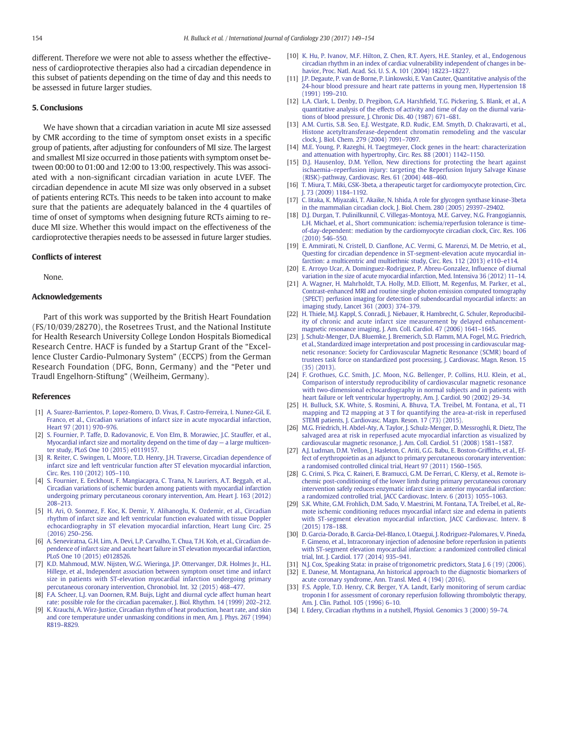different. Therefore we were not able to assess whether the effectiveness of cardioprotective therapies also had a circadian dependence in this subset of patients depending on the time of day and this needs to be assessed in future larger studies.

## 5. Conclusions

We have shown that a circadian variation in acute MI size assessed by CMR according to the time of symptom onset exists in a specific group of patients, after adjusting for confounders of MI size. The largest and smallest MI size occurred in those patients with symptom onset between 00:00 to 01:00 and 12:00 to 13:00, respectively. This was associated with a non-significant circadian variation in acute LVEF. The circadian dependence in acute MI size was only observed in a subset of patients entering RCTs. This needs to be taken into account to make sure that the patients are adequately balanced in the 4 quartiles of time of onset of symptoms when designing future RCTs aiming to reduce MI size. Whether this would impact on the effectiveness of the cardioprotective therapies needs to be assessed in future larger studies.

## Conflicts of interest

None.

## Acknowledgements

Part of this work was supported by the British Heart Foundation (FS/10/039/28270), the Rosetrees Trust, and the National Institute for Health Research University College London Hospitals Biomedical Research Centre. HACF is funded by a Startup Grant of the "Excellence Cluster Cardio-Pulmonary System" (ECCPS) from the German Research Foundation (DFG, Bonn, Germany) and the "Peter und Traudl Engelhorn-Stiftung" (Weilheim, Germany).

## References

[1] A. Suarez-Barrientos, P. Lopez-Romero, D. Vivas, F. Castro-Ferreira, I. Nunez-Gil, E. Franco, et al., Circadian variations of infarct size in acute myocardial infarction, Heart 97 (2011) 970–976.

[2] S. Fournier, P. Taffe, D. Radovanovic, E. Von Elm, B. Morawiec, J.C. Stauffer, et al., Myocardial infarct size and mortality depend on the time of day — a large multicenter study, PLoS One 10 (2015) e0119157.

[3] R. Reiter, C. Swingen, L. Moore, T.D. Henry, J.H. Traverse, Circadian dependence of infarct size and left ventricular function after ST elevation myocardial infarction, Circ. Res. 110 (2012) 105–110.

[4] S. Fournier, E. Eeckhout, F. Mangiacapra, C. Trana, N. Lauriers, A.T. Beggah, et al., Circadian variations of ischemic burden among patients with myocardial infarction undergoing primary percutaneous coronary intervention, Am. Heart J. 163 (2012) 208–213.

[5] H. Ari, O. Sonmez, F. Koc, K. Demir, Y. Alihanoglu, K. Ozdemir, et al., Circadian rhythm of infarct size and left ventricular function evaluated with tissue Doppler echocardiography in ST elevation myocardial infarction, Heart Lung Circ. 25 (2016) 250–256.

[6] A. Seneviratna, G.H. Lim, A. Devi, L.P. Carvalho, T. Chua, T.H. Koh, et al., Circadian dependence of infarct size and acute heart failure in ST elevation myocardial infarction, PLoS One 10 (2015) e0128526.

[7] K.D. Mahmoud, M.W. Nijsten, W.G. Wieringa, J.P. Ottervanger, D.R. Holmes Jr., H.L. Hillege, et al., Independent association between symptom onset time and infarct size in patients with ST-elevation myocardial infarction undergoing primary percutaneous coronary intervention, Chronobiol. Int. 32 (2015) 468–477.

[8] F.A. Scheer, L.J. van Doornen, R.M. Buijs, Light and diurnal cycle affect human heart rate: possible role for the circadian pacemaker, J. Biol. Rhythm. 14 (1999) 202–212.

[9] K. Krauchi, A. Wirz-Justice, Circadian rhythm of heat production, heart rate, and skin and core temperature under unmasking conditions in men, Am. J. Phys. 267 (1994) R819–R829.

[10] K. Hu, P. Ivanov, M.F. Hilton, Z. Chen, R.T. Ayers, H.E. Stanley, et al., Endogenous circadian rhythm in an index of cardiac vulnerability independent of changes in behavior, Proc. Natl. Acad. Sci. U. S. A. 101 (2004) 18223–18227.

[11] J.P. Degaute, P. van de Borne, P. Linkowski, E. Van Cauter, Quantitative analysis of the 24-hour blood pressure and heart rate patterns in young men, Hypertension 18 (1991) 199–210.

[12] L.A. Clark, L. Denby, D. Pregibon, G.A. Harshfield, T.G. Pickering, S. Blank, et al., A quantitative analysis of the effects of activity and time of day on the diurnal variations of blood pressure, J. Chronic Dis. 40 (1987) 671–681.

[13] A.M. Curtis, S.B. Seo, E.J. Westgate, R.D. Rudic, E.M. Smyth, D. Chakravarti, et al., Histone acetyltransferase-dependent chromatin remodeling and the vascular clock, J. Biol. Chem. 279 (2004) 7091–7097.

[14] M.E. Young, P. Razeghi, H. Taegtmeyer, Clock genes in the heart: characterization and attenuation with hypertrophy, Circ. Res. 88 (2001) 1142–1150.

[15] D.J. Hausenloy, D.M. Yellon, New directions for protecting the heart against ischaemia–reperfusion injury: targeting the Reperfusion Injury Salvage Kinase (RISK)-pathway, Cardiovasc. Res. 61 (2004) 448–460.

[16] T. Miura, T. Miki, GSK-3beta, a therapeutic target for cardiomyocyte protection, Circ. J. 73 (2009) 1184–1192.

[17] C. Iitaka, K. Miyazaki, T. Akaike, N. Ishida, A role for glycogen synthase kinase-3beta in the mammalian circadian clock, J. Biol. Chem. 280 (2005) 29397–29402.

[18] D.J. Durgan, T. Pulinilkunnil, C. Villegas-Montoya, M.E. Garvey, N.G. Frangogiannis, L.H. Michael, et al., Short communication: ischemia/reperfusion tolerance is time-of-day-dependent: mediation by the cardiomyocyte circadian clock, Circ. Res. 106 (2010) 546–550.

[19] E. Ammirati, N. Cristell, D. Cianflone, A.C. Vermi, G. Marenzi, M. De Metrio, et al., Questing for circadian dependence in ST-segment-elevation acute myocardial infarction: a multicentric and multiethnic study, Circ. Res. 112 (2013) e110–e114.

[20] E. Arroyo Ucar, A. Dominguez-Rodriguez, P. Abreu-Gonzalez, Influence of diurnal variation in the size of acute myocardial infarction, Med. Intensiva 36 (2012) 11–14.

[21] A. Wagner, H. Mahrholdt, T.A. Holly, M.D. Elliott, M. Regenfus, M. Parker, et al., Contrast-enhanced MRI and routine single photon emission computed tomography (SPECT) perfusion imaging for detection of subendocardial myocardial infarcts: an imaging study, Lancet 361 (2003) 374–379.

[22] H. Thiele, M.J. Kappl, S. Conradi, J. Niebauer, R. Hambrecht, G. Schuler, Reproducibility of chronic and acute infarct size measurement by delayed enhancement-magnetic resonance imaging, J. Am. Coll. Cardiol. 47 (2006) 1641–1645.

[23] J. Schulz-Menger, D.A. Bluemke, J. Bremerich, S.D. Flamm, M.A. Fogel, M.G. Friedrich, et al., Standardized image interpretation and post processing in cardiovascular magnetic resonance: Society for Cardiovascular Magnetic Resonance (SCMR) board of trustees task force on standardized post processing, J. Cardiovasc. Magn. Reson. 15 (35) (2013).

[24] F. Grothues, G.C. Smith, J.C. Moon, N.G. Bellenger, P. Collins, H.U. Klein, et al., Comparison of interstudy reproducibility of cardiovascular magnetic resonance with two-dimensional echocardiography in normal subjects and in patients with heart failure or left ventricular hypertrophy, Am. J. Cardiol. 90 (2002) 29–34.

[25] H. Bulluck, S.K. White, S. Rosmini, A. Bhuva, T.A. Treibel, M. Fontana, et al., T1 mapping and T2 mapping at 3 T for quantifying the area-at-risk in reperfused STEMI patients, J. Cardiovasc. Magn. Reson. 17 (73) (2015).

[26] M.G. Friedrich, H. Abdel-Aty, A. Taylor, J. Schulz-Menger, D. Messroghli, R. Dietz, The salvaged area at risk in reperfused acute myocardial infarction as visualized by cardiovascular magnetic resonance, J. Am. Coll. Cardiol. 51 (2008) 1581–1587.

[27] A.J. Ludman, D.M. Yellon, J. Hasleton, C. Ariti, G.G. Babu, E. Boston-Griffiths, et al., Effect of erythropoietin as an adjunct to primary percutaneous coronary intervention: a randomised controlled clinical trial, Heart 97 (2011) 1560–1565.

[28] G. Crimi, S. Pica, C. Raineri, E. Bramucci, G.M. De Ferrari, C. Klersy, et al., Remote ischemic post-conditioning of the lower limb during primary percutaneous coronary intervention safely reduces enzymatic infarct size in anterior myocardial infarction: a randomized controlled trial, JACC Cardiovasc. Interv. 6 (2013) 1055–1063.

[29] S.K. White, G.M. Frohlich, D.M. Sado, V. Maestrini, M. Fontana, T.A. Treibel, et al., Remote ischemic conditioning reduces myocardial infarct size and edema in patients with ST-segment elevation myocardial infarction, JACC Cardiovasc. Interv. 8 (2015) 178–188.

[30] D. Garcia-Dorado, B. Garcia-Del-Blanco, I. Otaegui, J. Rodriguez-Palomares, V. Pineda, F. Gimeno, et al., Intracoronary injection of adenosine before reperfusion in patients with ST-segment elevation myocardial infarction: a randomized controlled clinical trial, Int. J. Cardiol. 177 (2014) 935–941.

[31] N.J. Cox, Speaking Stata: in praise of trigonometric predictors, Stata J. 6 (19) (2006).

[32] E. Danese, M. Montagnana, An historical approach to the diagnostic biomarkers of acute coronary syndrome, Ann. Transl. Med. 4 (194) (2016).

[33] F.S. Apple, T.D. Henry, C.R. Berger, Y.A. Landt, Early monitoring of serum cardiac troponin I for assessment of coronary reperfusion following thrombolytic therapy, Am. J. Clin. Pathol. 105 (1996) 6–10.

[34] I. Edery, Circadian rhythms in a nutshell, Physiol. Genomics 3 (2000) 59–74.